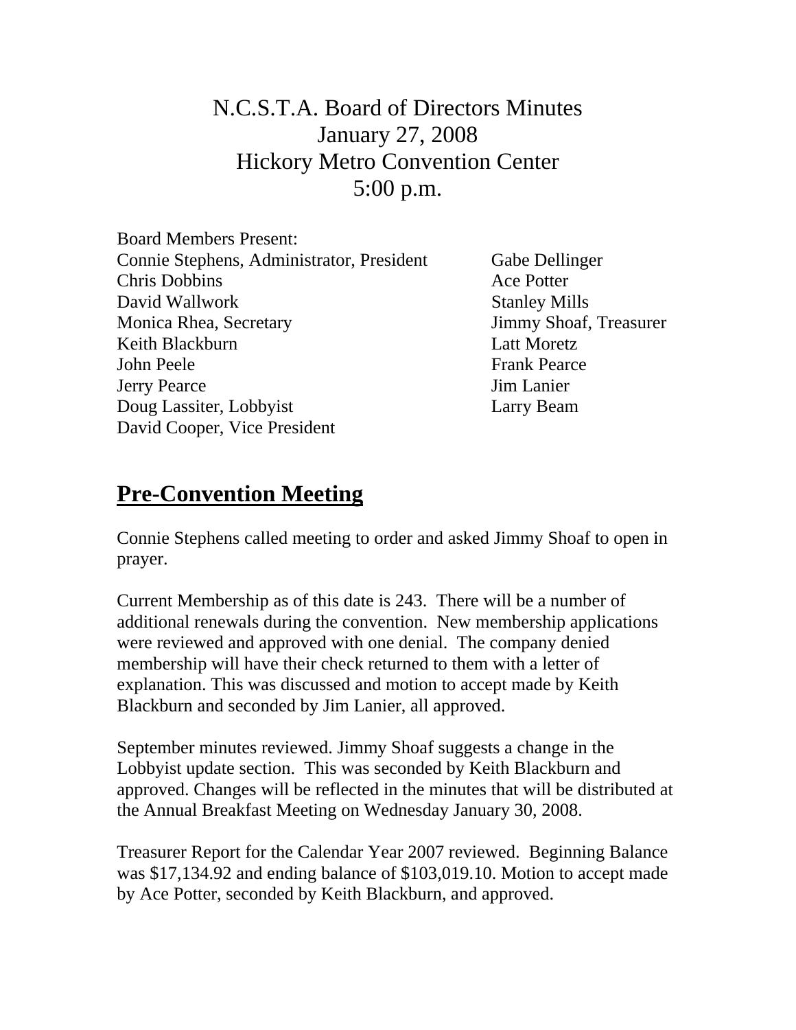# N.C.S.T.A. Board of Directors Minutes
# January 27, 2008
# Hickory Metro Convention Center
# 5:00 p.m.

Board Members Present:

Connie Stephens, Administrator, President
Chris Dobbins
David Wallwork
Monica Rhea, Secretary
Keith Blackburn
John Peele
Jerry Pearce
Doug Lassiter, Lobbyist
David Cooper, Vice President
Gabe Dellinger
Ace Potter
Stanley Mills
Jimmy Shoaf, Treasurer
Latt Moretz
Frank Pearce
Jim Lanier
Larry Beam

## Pre-Convention Meeting

Connie Stephens called meeting to order and asked Jimmy Shoaf to open in prayer.

Current Membership as of this date is 243. There will be a number of additional renewals during the convention. New membership applications were reviewed and approved with one denial. The company denied membership will have their check returned to them with a letter of explanation. This was discussed and motion to accept made by Keith Blackburn and seconded by Jim Lanier, all approved.

September minutes reviewed. Jimmy Shoaf suggests a change in the Lobbyist update section. This was seconded by Keith Blackburn and approved. Changes will be reflected in the minutes that will be distributed at the Annual Breakfast Meeting on Wednesday January 30, 2008.

Treasurer Report for the Calendar Year 2007 reviewed. Beginning Balance was $17,134.92 and ending balance of $103,019.10. Motion to accept made by Ace Potter, seconded by Keith Blackburn, and approved.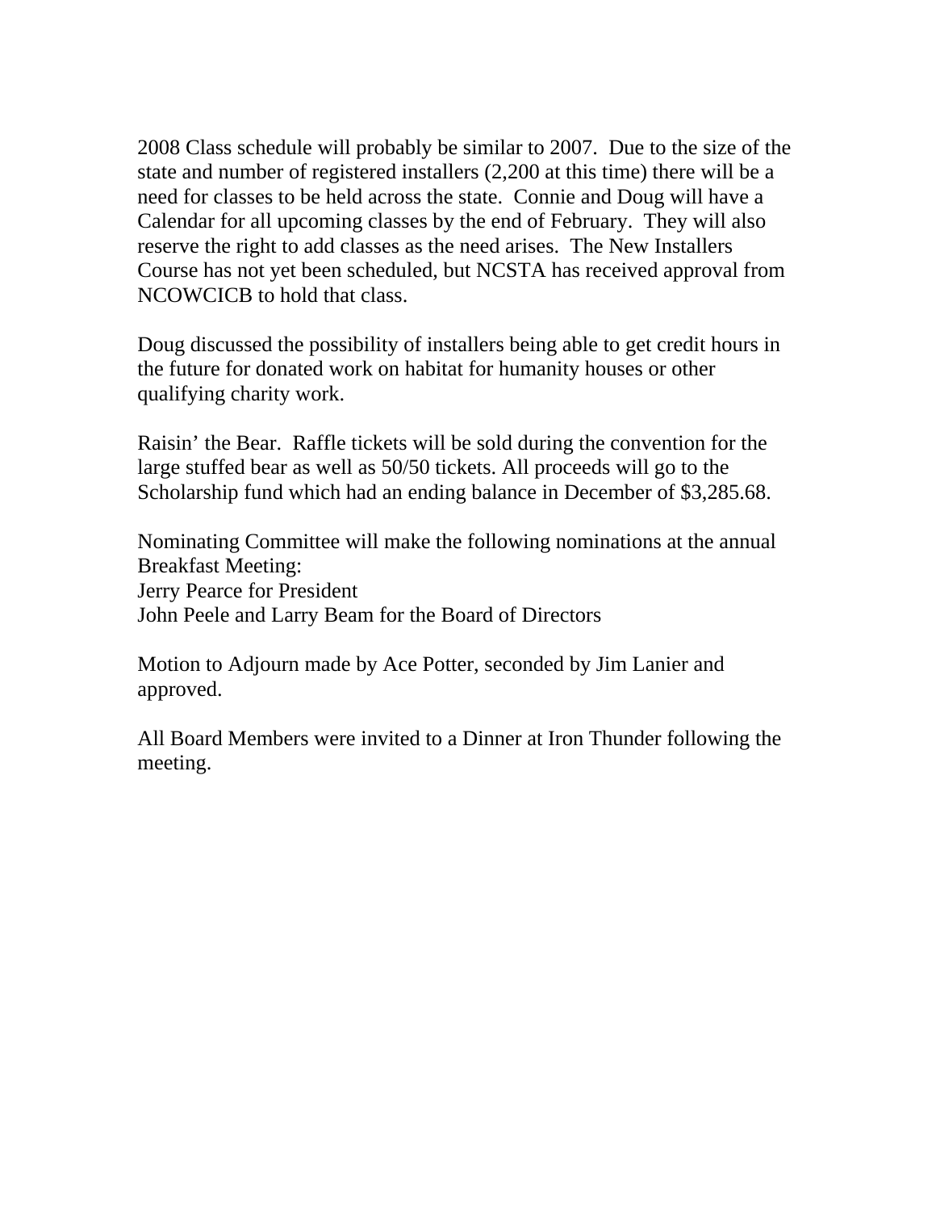2008 Class schedule will probably be similar to 2007. Due to the size of the state and number of registered installers (2,200 at this time) there will be a need for classes to be held across the state. Connie and Doug will have a Calendar for all upcoming classes by the end of February. They will also reserve the right to add classes as the need arises. The New Installers Course has not yet been scheduled, but NCSTA has received approval from NCOWCICB to hold that class.

Doug discussed the possibility of installers being able to get credit hours in the future for donated work on habitat for humanity houses or other qualifying charity work.

Raisin' the Bear. Raffle tickets will be sold during the convention for the large stuffed bear as well as 50/50 tickets. All proceeds will go to the Scholarship fund which had an ending balance in December of $3,285.68.

Nominating Committee will make the following nominations at the annual Breakfast Meeting:
Jerry Pearce for President
John Peele and Larry Beam for the Board of Directors

Motion to Adjourn made by Ace Potter, seconded by Jim Lanier and approved.

All Board Members were invited to a Dinner at Iron Thunder following the meeting.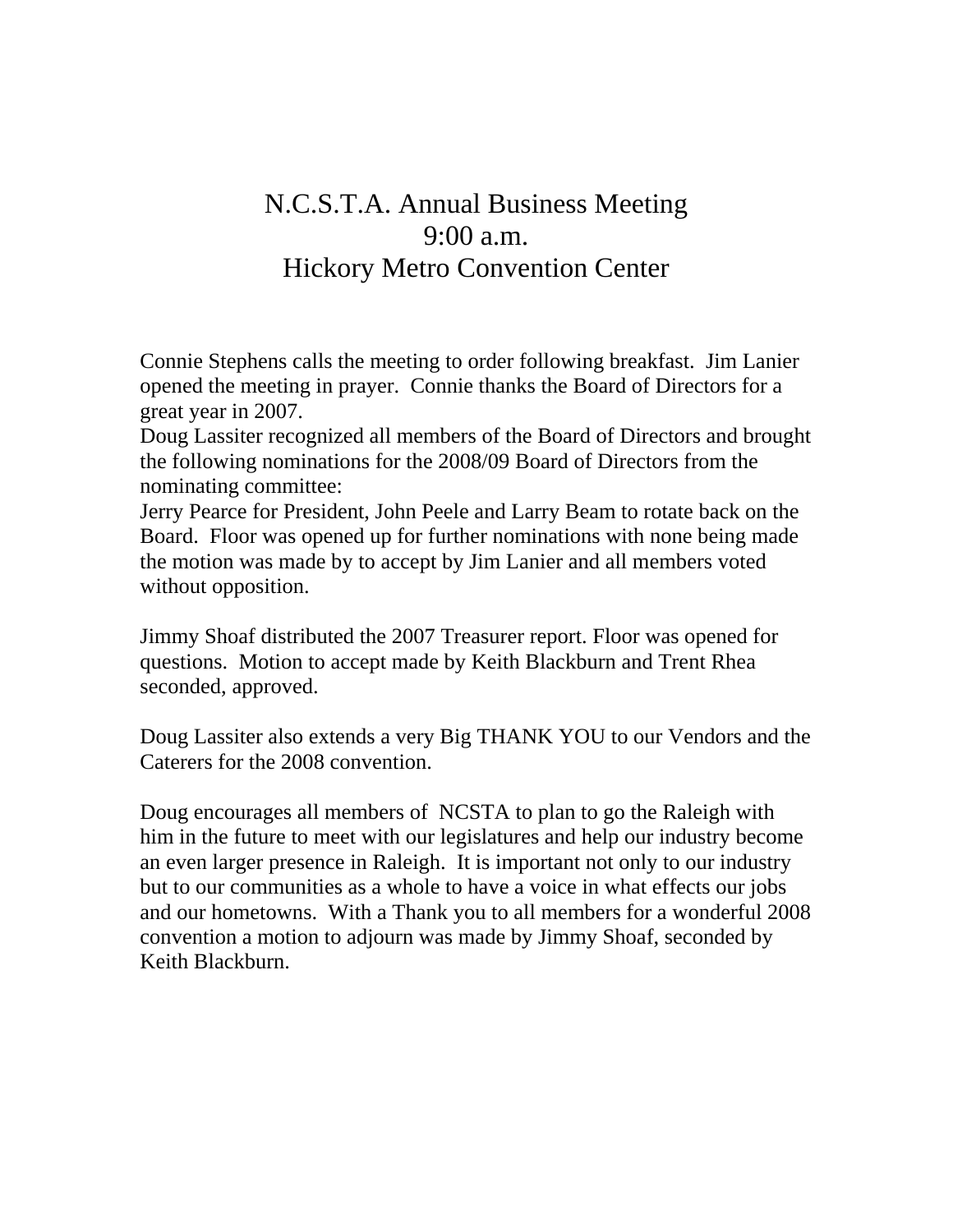# N.C.S.T.A. Annual Business Meeting
# 9:00 a.m.
# Hickory Metro Convention Center

Connie Stephens calls the meeting to order following breakfast. Jim Lanier opened the meeting in prayer. Connie thanks the Board of Directors for a great year in 2007.
Doug Lassiter recognized all members of the Board of Directors and brought the following nominations for the 2008/09 Board of Directors from the nominating committee:
Jerry Pearce for President, John Peele and Larry Beam to rotate back on the Board. Floor was opened up for further nominations with none being made the motion was made by to accept by Jim Lanier and all members voted without opposition.

Jimmy Shoaf distributed the 2007 Treasurer report. Floor was opened for questions. Motion to accept made by Keith Blackburn and Trent Rhea seconded, approved.

Doug Lassiter also extends a very Big THANK YOU to our Vendors and the Caterers for the 2008 convention.

Doug encourages all members of NCSTA to plan to go the Raleigh with him in the future to meet with our legislatures and help our industry become an even larger presence in Raleigh. It is important not only to our industry but to our communities as a whole to have a voice in what effects our jobs and our hometowns. With a Thank you to all members for a wonderful 2008 convention a motion to adjourn was made by Jimmy Shoaf, seconded by Keith Blackburn.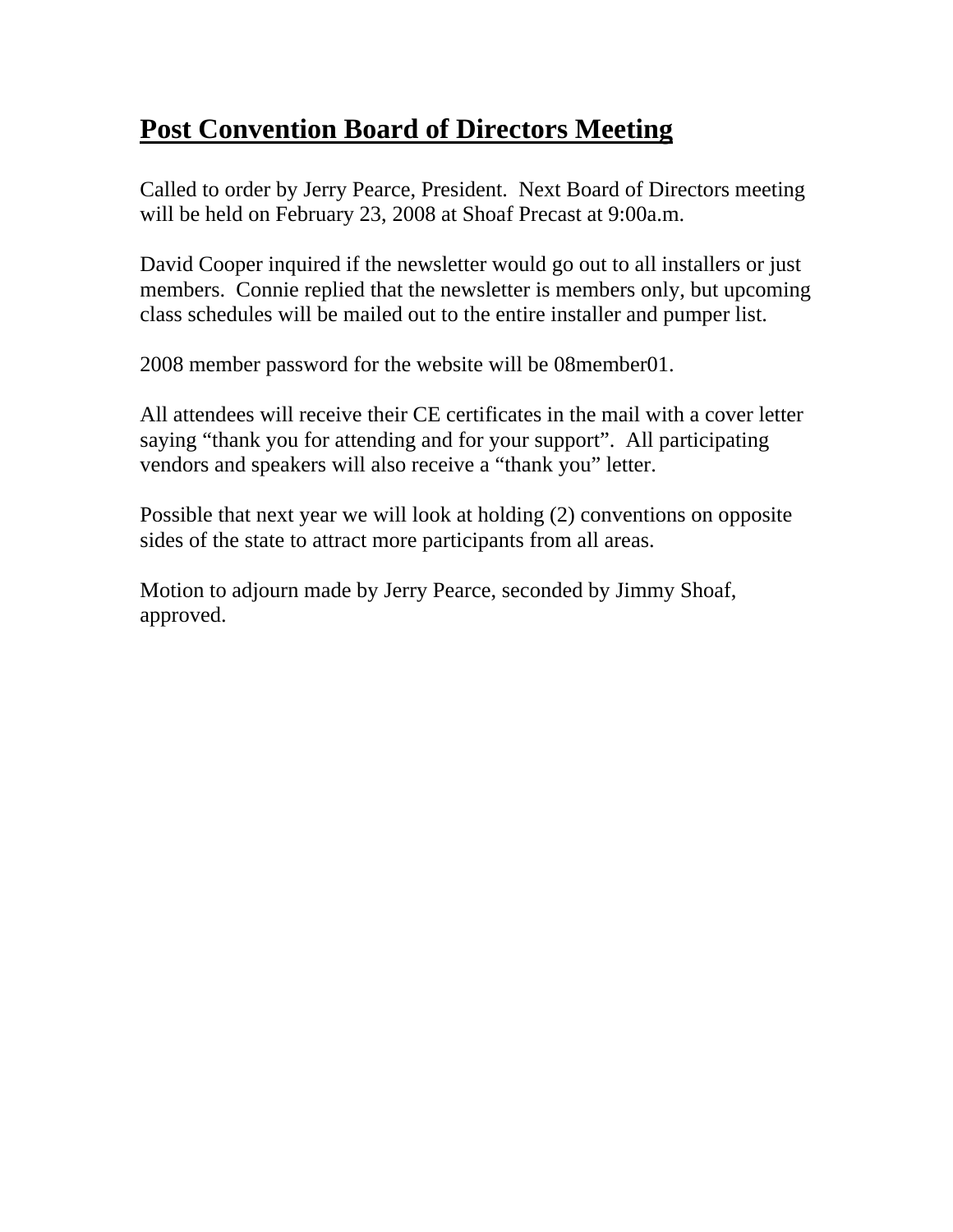# **Post Convention Board of Directors Meeting**

Called to order by Jerry Pearce, President. Next Board of Directors meeting will be held on February 23, 2008 at Shoaf Precast at 9:00a.m.

David Cooper inquired if the newsletter would go out to all installers or just members. Connie replied that the newsletter is members only, but upcoming class schedules will be mailed out to the entire installer and pumper list.

2008 member password for the website will be 08member01.

All attendees will receive their CE certificates in the mail with a cover letter saying "thank you for attending and for your support". All participating vendors and speakers will also receive a "thank you" letter.

Possible that next year we will look at holding (2) conventions on opposite sides of the state to attract more participants from all areas.

Motion to adjourn made by Jerry Pearce, seconded by Jimmy Shoaf, approved.